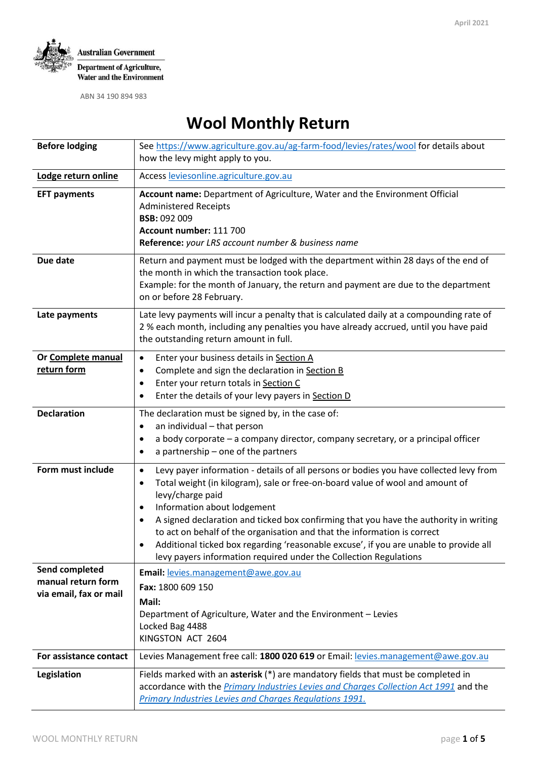April 2021

Australian Government
Department of Agriculture, Water and the Environment

ABN 34 190 894 983

# Wool Monthly Return

| | |
|---|---|
| **Before lodging** | See https://www.agriculture.gov.au/ag-farm-food/levies/rates/wool for details about how the levy might apply to you. |
| **Lodge return online** | Access leviesonline.agriculture.gov.au |
| **EFT payments** | **Account name:** Department of Agriculture, Water and the Environment Official Administered Receipts<br>**BSB:** 092 009<br>**Account number:** 111 700<br>**Reference:** *your LRS account number & business name* |
| **Due date** | Return and payment must be lodged with the department within 28 days of the end of the month in which the transaction took place.<br>Example: for the month of January, the return and payment are due to the department on or before 28 February. |
| **Late payments** | Late levy payments will incur a penalty that is calculated daily at a compounding rate of 2 % each month, including any penalties you have already accrued, until you have paid the outstanding return amount in full. |
| **Or Complete manual return form** | • Enter your business details in Section A<br>• Complete and sign the declaration in Section B<br>• Enter your return totals in Section C<br>• Enter the details of your levy payers in Section D |
| **Declaration** | The declaration must be signed by, in the case of:<br>• an individual – that person<br>• a body corporate – a company director, company secretary, or a principal officer<br>• a partnership – one of the partners |
| **Form must include** | • Levy payer information - details of all persons or bodies you have collected levy from<br>• Total weight (in kilogram), sale or free-on-board value of wool and amount of levy/charge paid<br>• Information about lodgement<br>• A signed declaration and ticked box confirming that you have the authority in writing to act on behalf of the organisation and that the information is correct<br>• Additional ticked box regarding 'reasonable excuse', if you are unable to provide all levy payers information required under the Collection Regulations |
| **Send completed manual return form via email, fax or mail** | **Email:** levies.management@awe.gov.au<br>**Fax:** 1800 609 150<br>**Mail:**<br>Department of Agriculture, Water and the Environment – Levies<br>Locked Bag 4488<br>KINGSTON ACT 2604 |
| **For assistance contact** | Levies Management free call: **1800 020 619** or Email: levies.management@awe.gov.au |
| **Legislation** | Fields marked with an **asterisk** (*) are mandatory fields that must be completed in accordance with the *Primary Industries Levies and Charges Collection Act 1991* and the *Primary Industries Levies and Charges Regulations 1991.* |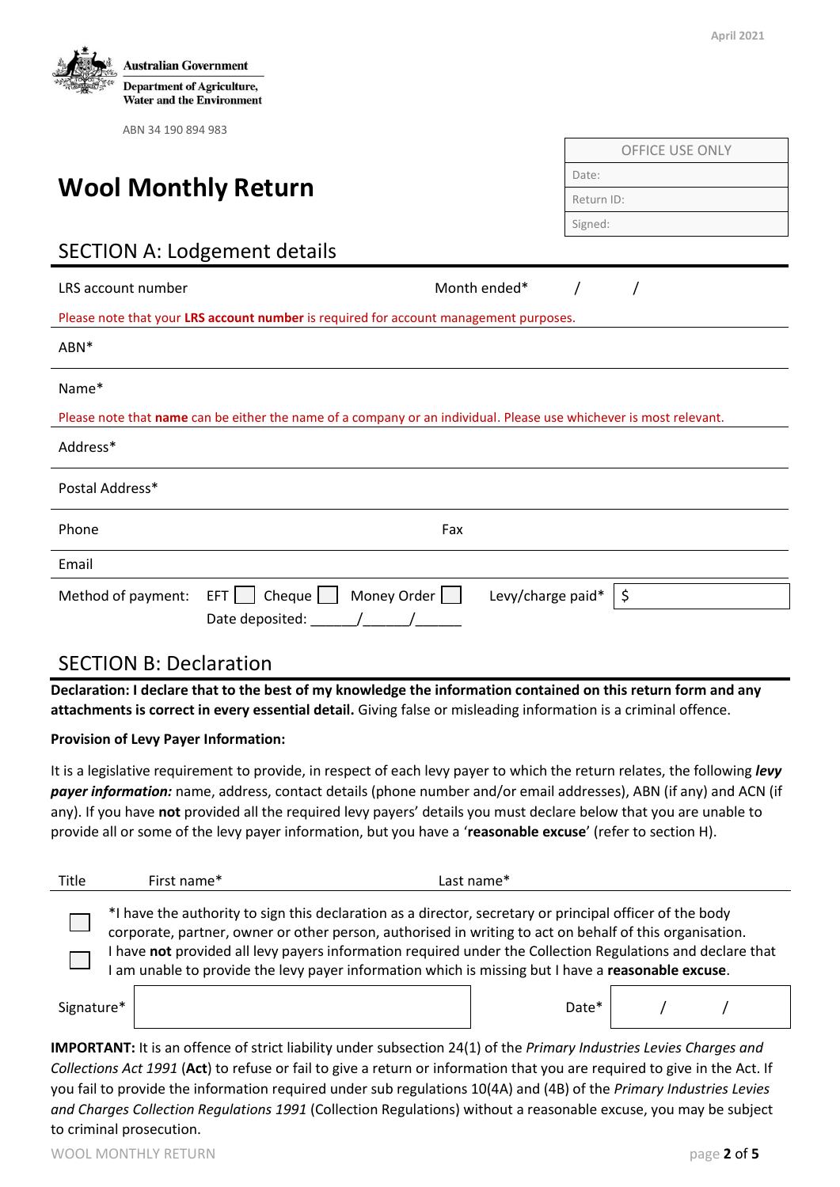April 2021

Australian Government
Department of Agriculture, Water and the Environment

ABN 34 190 894 983

| OFFICE USE ONLY |
| --- |
| Date: |
| Return ID: |
| Signed: |

# Wool Monthly Return

## SECTION A: Lodgement details

LRS account number　　　　　　　　　　　　Month ended*　　/　　/

Please note that your **LRS account number** is required for account management purposes.

ABN*

Name*

Please note that **name** can be either the name of a company or an individual. Please use whichever is most relevant.

Address*

Postal Address*

Phone　　　　　　　　　　　　　　　　　　Fax

Email

Method of payment: EFT ☐ Cheque ☐ Money Order ☐　　Levy/charge paid* $

Date deposited: ______/______/______

## SECTION B: Declaration

**Declaration: I declare that to the best of my knowledge the information contained on this return form and any attachments is correct in every essential detail.** Giving false or misleading information is a criminal offence.

**Provision of Levy Payer Information:**

It is a legislative requirement to provide, in respect of each levy payer to which the return relates, the following ***levy payer information:*** name, address, contact details (phone number and/or email addresses), ABN (if any) and ACN (if any). If you have **not** provided all the required levy payers' details you must declare below that you are unable to provide all or some of the levy payer information, but you have a '**reasonable excuse**' (refer to section H).

Title　　First name*　　　　　　　　Last name*

☐ *I have the authority to sign this declaration as a director, secretary or principal officer of the body corporate, partner, owner or other person, authorised in writing to act on behalf of this organisation.

☐ I have **not** provided all levy payers information required under the Collection Regulations and declare that I am unable to provide the levy payer information which is missing but I have a **reasonable excuse**.

Signature*　　　　　　　　　　　　　　Date*　　/　　/

**IMPORTANT:** It is an offence of strict liability under subsection 24(1) of the *Primary Industries Levies Charges and Collections Act 1991* (**Act**) to refuse or fail to give a return or information that you are required to give in the Act. If you fail to provide the information required under sub regulations 10(4A) and (4B) of the *Primary Industries Levies and Charges Collection Regulations 1991* (Collection Regulations) without a reasonable excuse, you may be subject to criminal prosecution.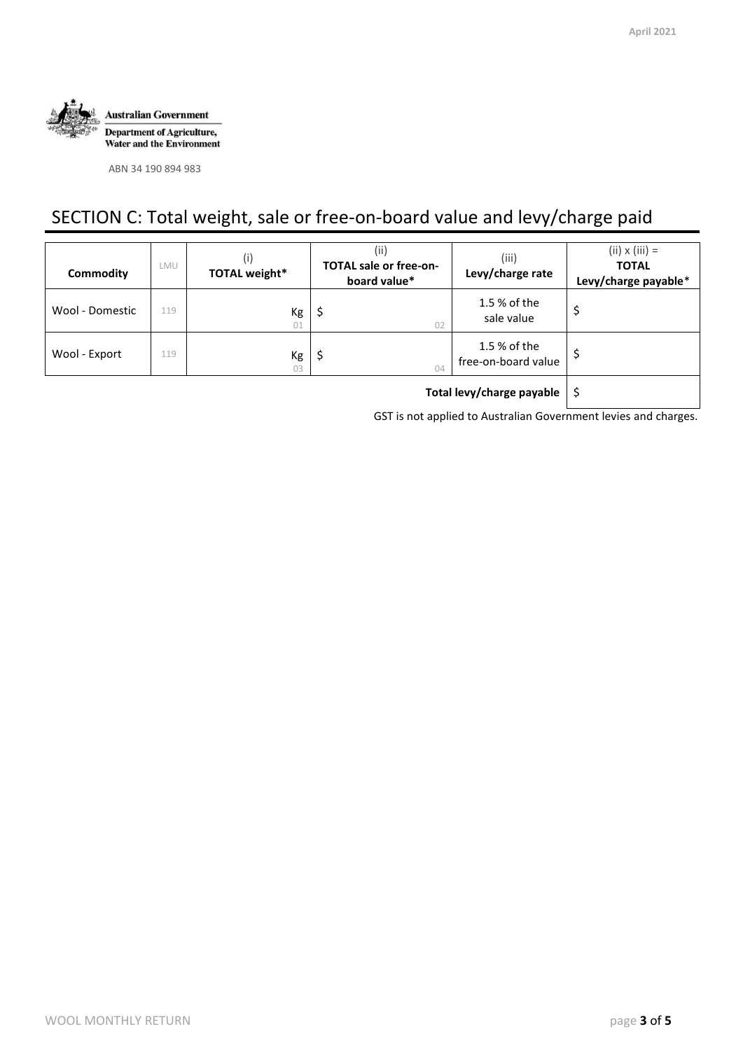Australian Government

Department of Agriculture, Water and the Environment

ABN 34 190 894 983

# SECTION C: Total weight, sale or free-on-board value and levy/charge paid

| Commodity | LMU | (i) TOTAL weight* | (ii) TOTAL sale or free-on-board value* | (iii) Levy/charge rate | (ii) x (iii) = TOTAL Levy/charge payable* |
|---|---|---|---|---|---|
| Wool - Domestic | 119 | Kg 01 | $ 02 | 1.5 % of the sale value | $ |
| Wool - Export | 119 | Kg 03 | $ 04 | 1.5 % of the free-on-board value | $ |
| | | | | **Total levy/charge payable** | $ |

GST is not applied to Australian Government levies and charges.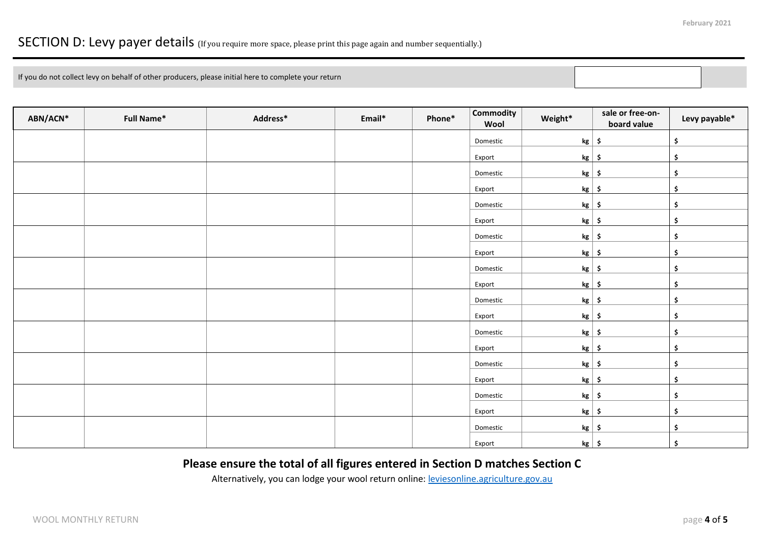## SECTION D: Levy payer details (If you require more space, please print this page again and number sequentially.)

| If you do not collect levy on behalf of other producers, please initial here to complete your return | |
|---|---|

| ABN/ACN* | Full Name* | Address* | Email* | Phone* | Commodity Wool | Weight* | sale or free-on-board value | Levy payable* |
|---|---|---|---|---|---|---|---|---|
| | | | | | Domestic | kg | $ | $ |
| | | | | | Export | kg | $ | $ |
| | | | | | Domestic | kg | $ | $ |
| | | | | | Export | kg | $ | $ |
| | | | | | Domestic | kg | $ | $ |
| | | | | | Export | kg | $ | $ |
| | | | | | Domestic | kg | $ | $ |
| | | | | | Export | kg | $ | $ |
| | | | | | Domestic | kg | $ | $ |
| | | | | | Export | kg | $ | $ |
| | | | | | Domestic | kg | $ | $ |
| | | | | | Export | kg | $ | $ |
| | | | | | Domestic | kg | $ | $ |
| | | | | | Export | kg | $ | $ |
| | | | | | Domestic | kg | $ | $ |
| | | | | | Export | kg | $ | $ |
| | | | | | Domestic | kg | $ | $ |
| | | | | | Export | kg | $ | $ |
| | | | | | Domestic | kg | $ | $ |
| | | | | | Export | kg | $ | $ |

**Please ensure the total of all figures entered in Section D matches Section C**

Alternatively, you can lodge your wool return online: [leviesonline.agriculture.gov.au](leviesonline.agriculture.gov.au)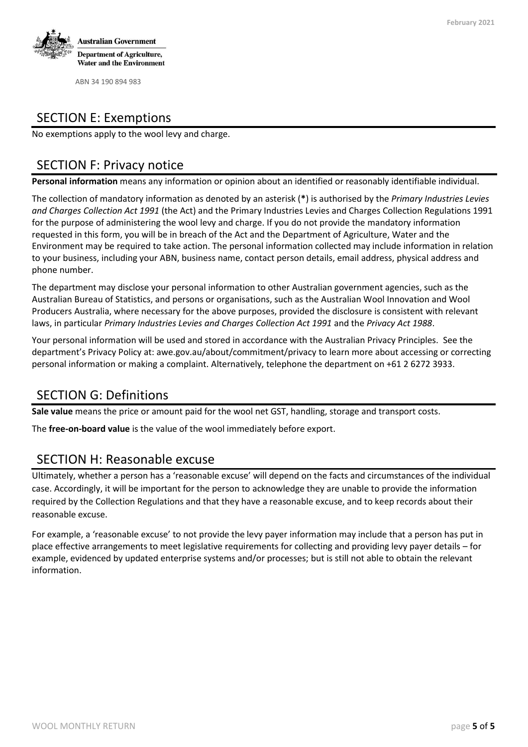Australian Government

Department of Agriculture, Water and the Environment

ABN 34 190 894 983

## SECTION E: Exemptions

No exemptions apply to the wool levy and charge.

## SECTION F: Privacy notice

**Personal information** means any information or opinion about an identified or reasonably identifiable individual.

The collection of mandatory information as denoted by an asterisk (**\***) is authorised by the *Primary Industries Levies and Charges Collection Act 1991* (the Act) and the Primary Industries Levies and Charges Collection Regulations 1991 for the purpose of administering the wool levy and charge. If you do not provide the mandatory information requested in this form, you will be in breach of the Act and the Department of Agriculture, Water and the Environment may be required to take action. The personal information collected may include information in relation to your business, including your ABN, business name, contact person details, email address, physical address and phone number.

The department may disclose your personal information to other Australian government agencies, such as the Australian Bureau of Statistics, and persons or organisations, such as the Australian Wool Innovation and Wool Producers Australia, where necessary for the above purposes, provided the disclosure is consistent with relevant laws, in particular *Primary Industries Levies and Charges Collection Act 1991* and the *Privacy Act 1988*.

Your personal information will be used and stored in accordance with the Australian Privacy Principles. See the department's Privacy Policy at: awe.gov.au/about/commitment/privacy to learn more about accessing or correcting personal information or making a complaint. Alternatively, telephone the department on +61 2 6272 3933.

## SECTION G: Definitions

**Sale value** means the price or amount paid for the wool net GST, handling, storage and transport costs.

The **free-on-board value** is the value of the wool immediately before export.

## SECTION H: Reasonable excuse

Ultimately, whether a person has a 'reasonable excuse' will depend on the facts and circumstances of the individual case. Accordingly, it will be important for the person to acknowledge they are unable to provide the information required by the Collection Regulations and that they have a reasonable excuse, and to keep records about their reasonable excuse.

For example, a 'reasonable excuse' to not provide the levy payer information may include that a person has put in place effective arrangements to meet legislative requirements for collecting and providing levy payer details – for example, evidenced by updated enterprise systems and/or processes; but is still not able to obtain the relevant information.